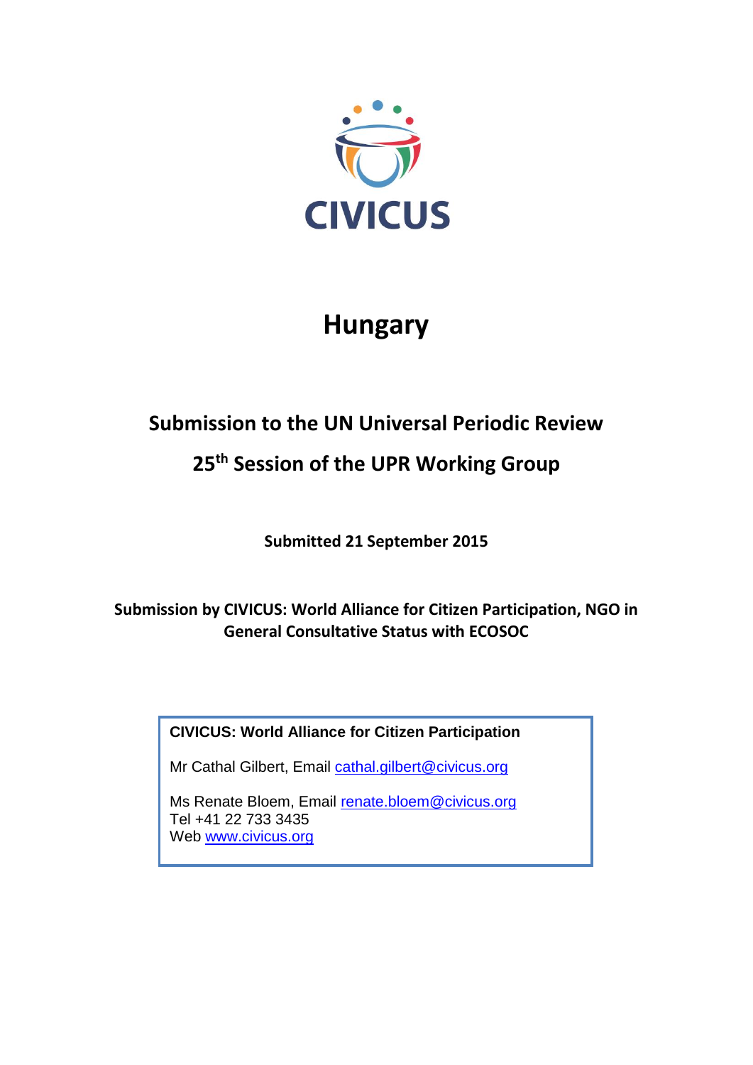CIVICUS

# Hungary

## Submission to the UN Universal Periodic Review

## 25th Session of the UPR Working Group

**Submitted 21 September 2015**

**Submission by CIVICUS: World Alliance for Citizen Participation, NGO in General Consultative Status with ECOSOC**

**CIVICUS: World Alliance for Citizen Participation**

Mr Cathal Gilbert, Email cathal.gilbert@civicus.org

Ms Renate Bloem, Email renate.bloem@civicus.org
Tel +41 22 733 3435
Web www.civicus.org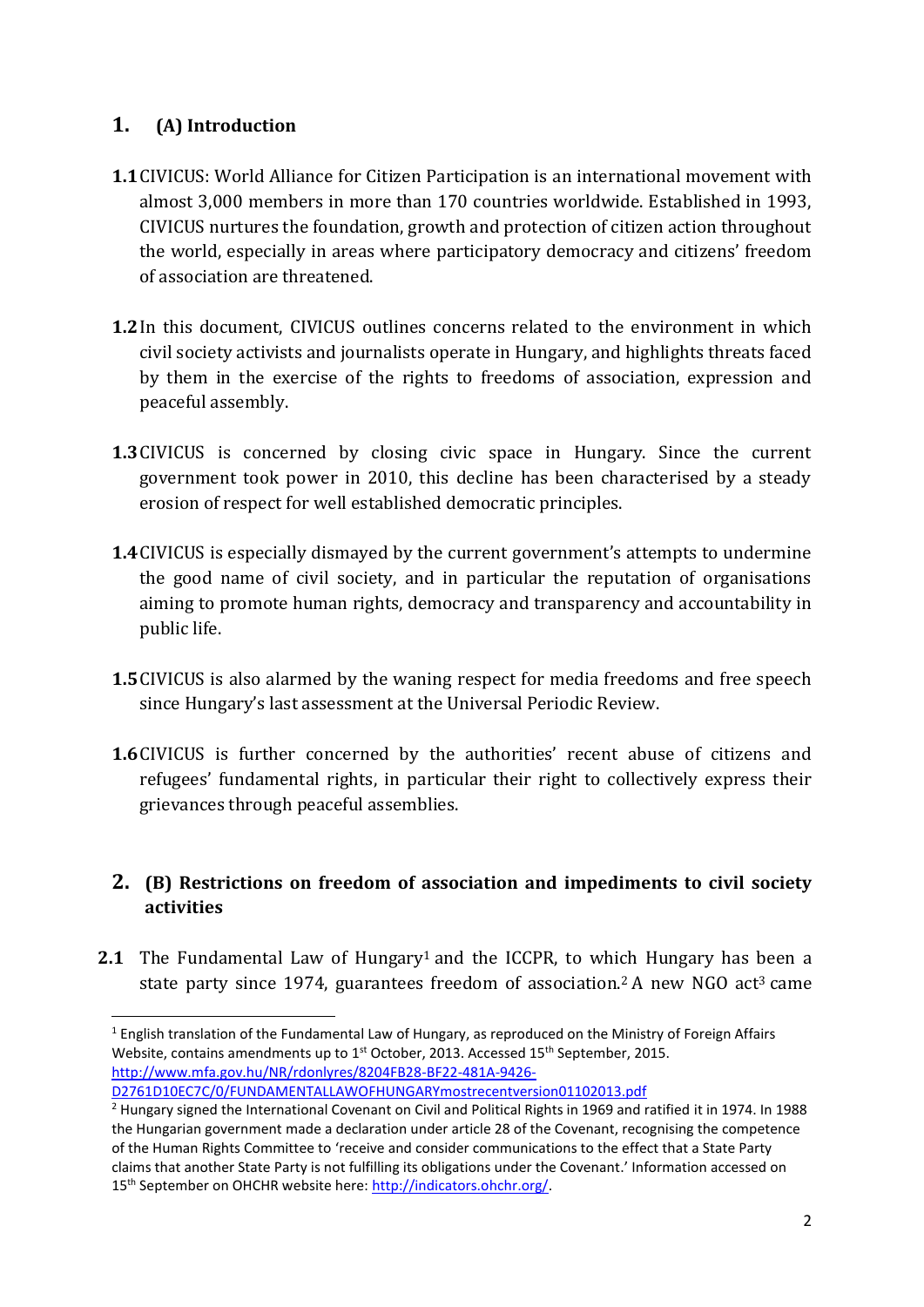## 1. (A) Introduction

**1.1** CIVICUS: World Alliance for Citizen Participation is an international movement with almost 3,000 members in more than 170 countries worldwide. Established in 1993, CIVICUS nurtures the foundation, growth and protection of citizen action throughout the world, especially in areas where participatory democracy and citizens' freedom of association are threatened.

**1.2** In this document, CIVICUS outlines concerns related to the environment in which civil society activists and journalists operate in Hungary, and highlights threats faced by them in the exercise of the rights to freedoms of association, expression and peaceful assembly.

**1.3** CIVICUS is concerned by closing civic space in Hungary. Since the current government took power in 2010, this decline has been characterised by a steady erosion of respect for well established democratic principles.

**1.4** CIVICUS is especially dismayed by the current government's attempts to undermine the good name of civil society, and in particular the reputation of organisations aiming to promote human rights, democracy and transparency and accountability in public life.

**1.5** CIVICUS is also alarmed by the waning respect for media freedoms and free speech since Hungary's last assessment at the Universal Periodic Review.

**1.6** CIVICUS is further concerned by the authorities' recent abuse of citizens and refugees' fundamental rights, in particular their right to collectively express their grievances through peaceful assemblies.

## 2. (B) Restrictions on freedom of association and impediments to civil society activities

**2.1** The Fundamental Law of Hungary[1] and the ICCPR, to which Hungary has been a state party since 1974, guarantees freedom of association.[2] A new NGO act[3] came

---

[1] English translation of the Fundamental Law of Hungary, as reproduced on the Ministry of Foreign Affairs Website, contains amendments up to 1st October, 2013. Accessed 15th September, 2015. http://www.mfa.gov.hu/NR/rdonlyres/8204FB28-BF22-481A-9426-D2761D10EC7C/0/FUNDAMENTALLAWOFHUNGARYmostrecentversion01102013.pdf

[2] Hungary signed the International Covenant on Civil and Political Rights in 1969 and ratified it in 1974. In 1988 the Hungarian government made a declaration under article 28 of the Covenant, recognising the competence of the Human Rights Committee to 'receive and consider communications to the effect that a State Party claims that another State Party is not fulfilling its obligations under the Covenant.' Information accessed on 15th September on OHCHR website here: http://indicators.ohchr.org/.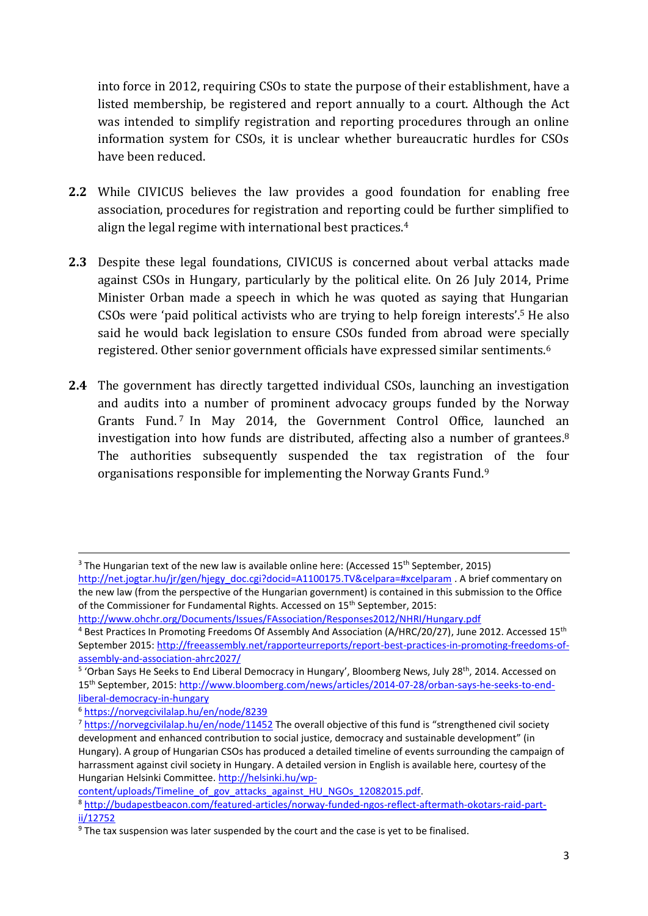into force in 2012, requiring CSOs to state the purpose of their establishment, have a listed membership, be registered and report annually to a court. Although the Act was intended to simplify registration and reporting procedures through an online information system for CSOs, it is unclear whether bureaucratic hurdles for CSOs have been reduced.

**2.2** While CIVICUS believes the law provides a good foundation for enabling free association, procedures for registration and reporting could be further simplified to align the legal regime with international best practices.[4]

**2.3** Despite these legal foundations, CIVICUS is concerned about verbal attacks made against CSOs in Hungary, particularly by the political elite. On 26 July 2014, Prime Minister Orban made a speech in which he was quoted as saying that Hungarian CSOs were 'paid political activists who are trying to help foreign interests'.[5] He also said he would back legislation to ensure CSOs funded from abroad were specially registered. Other senior government officials have expressed similar sentiments.[6]

**2.4** The government has directly targetted individual CSOs, launching an investigation and audits into a number of prominent advocacy groups funded by the Norway Grants Fund.[7] In May 2014, the Government Control Office, launched an investigation into how funds are distributed, affecting also a number of grantees.[8] The authorities subsequently suspended the tax registration of the four organisations responsible for implementing the Norway Grants Fund.[9]

---

[3] The Hungarian text of the new law is available online here: (Accessed 15th September, 2015) http://net.jogtar.hu/jr/gen/hjegy_doc.cgi?docid=A1100175.TV&celpara=#xcelparam . A brief commentary on the new law (from the perspective of the Hungarian government) is contained in this submission to the Office of the Commissioner for Fundamental Rights. Accessed on 15th September, 2015: http://www.ohchr.org/Documents/Issues/FAssociation/Responses2012/NHRI/Hungary.pdf

[4] Best Practices In Promoting Freedoms Of Assembly And Association (A/HRC/20/27), June 2012. Accessed 15th September 2015: http://freeassembly.net/rapporteurreports/report-best-practices-in-promoting-freedoms-of-assembly-and-association-ahrc2027/

[5] 'Orban Says He Seeks to End Liberal Democracy in Hungary', Bloomberg News, July 28th, 2014. Accessed on 15th September, 2015: http://www.bloomberg.com/news/articles/2014-07-28/orban-says-he-seeks-to-end-liberal-democracy-in-hungary

[6] https://norvegcivilalap.hu/en/node/8239

[7] https://norvegcivilalap.hu/en/node/11452 The overall objective of this fund is "strengthened civil society development and enhanced contribution to social justice, democracy and sustainable development" (in Hungary). A group of Hungarian CSOs has produced a detailed timeline of events surrounding the campaign of harrassment against civil society in Hungary. A detailed version in English is available here, courtesy of the Hungarian Helsinki Committee. http://helsinki.hu/wp-content/uploads/Timeline_of_gov_attacks_against_HU_NGOs_12082015.pdf.

[8] http://budapestbeacon.com/featured-articles/norway-funded-ngos-reflect-aftermath-okotars-raid-part-ii/12752

[9] The tax suspension was later suspended by the court and the case is yet to be finalised.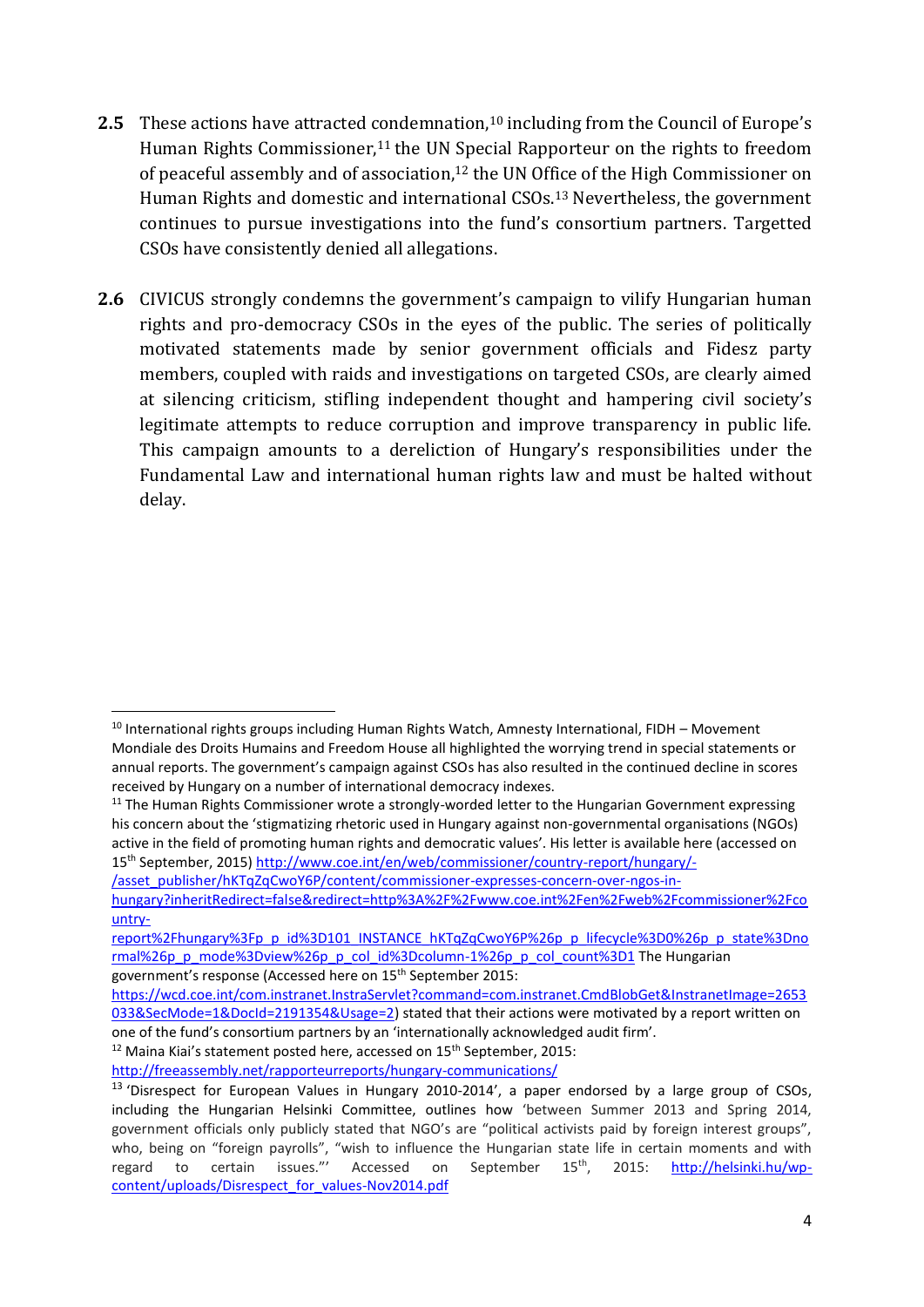**2.5** These actions have attracted condemnation,[10] including from the Council of Europe's Human Rights Commissioner,[11] the UN Special Rapporteur on the rights to freedom of peaceful assembly and of association,[12] the UN Office of the High Commissioner on Human Rights and domestic and international CSOs.[13] Nevertheless, the government continues to pursue investigations into the fund's consortium partners. Targetted CSOs have consistently denied all allegations.

**2.6** CIVICUS strongly condemns the government's campaign to vilify Hungarian human rights and pro-democracy CSOs in the eyes of the public. The series of politically motivated statements made by senior government officials and Fidesz party members, coupled with raids and investigations on targeted CSOs, are clearly aimed at silencing criticism, stifling independent thought and hampering civil society's legitimate attempts to reduce corruption and improve transparency in public life. This campaign amounts to a dereliction of Hungary's responsibilities under the Fundamental Law and international human rights law and must be halted without delay.

---

[10] International rights groups including Human Rights Watch, Amnesty International, FIDH – Movement Mondiale des Droits Humains and Freedom House all highlighted the worrying trend in special statements or annual reports. The government's campaign against CSOs has also resulted in the continued decline in scores received by Hungary on a number of international democracy indexes.

[11] The Human Rights Commissioner wrote a strongly-worded letter to the Hungarian Government expressing his concern about the 'stigmatizing rhetoric used in Hungary against non-governmental organisations (NGOs) active in the field of promoting human rights and democratic values'. His letter is available here (accessed on 15th September, 2015) http://www.coe.int/en/web/commissioner/country-report/hungary/-/asset_publisher/hKTqZqCwoY6P/content/commissioner-expresses-concern-over-ngos-in-hungary?inheritRedirect=false&redirect=http%3A%2F%2Fwww.coe.int%2Fen%2Fweb%2Fcommissioner%2Fcountry-report%2Fhungary%3Fp_p_id%3D101_INSTANCE_hKTqZqCwoY6P%26p_p_lifecycle%3D0%26p_p_state%3Dnormal%26p_p_mode%3Dview%26p_p_col_id%3Dcolumn-1%26p_p_col_count%3D1 The Hungarian government's response (Accessed here on 15th September 2015: https://wcd.coe.int/com.instranet.InstraServlet?command=com.instranet.CmdBlobGet&InstranetImage=2653033&SecMode=1&DocId=2191354&Usage=2) stated that their actions were motivated by a report written on one of the fund's consortium partners by an 'internationally acknowledged audit firm'.

[12] Maina Kiai's statement posted here, accessed on 15th September, 2015: http://freeassembly.net/rapporteurreports/hungary-communications/

[13] 'Disrespect for European Values in Hungary 2010-2014', a paper endorsed by a large group of CSOs, including the Hungarian Helsinki Committee, outlines how 'between Summer 2013 and Spring 2014, government officials only publicly stated that NGO's are "political activists paid by foreign interest groups", who, being on "foreign payrolls", "wish to influence the Hungarian state life in certain moments and with regard to certain issues."' Accessed on September 15th, 2015: http://helsinki.hu/wp-content/uploads/Disrespect_for_values-Nov2014.pdf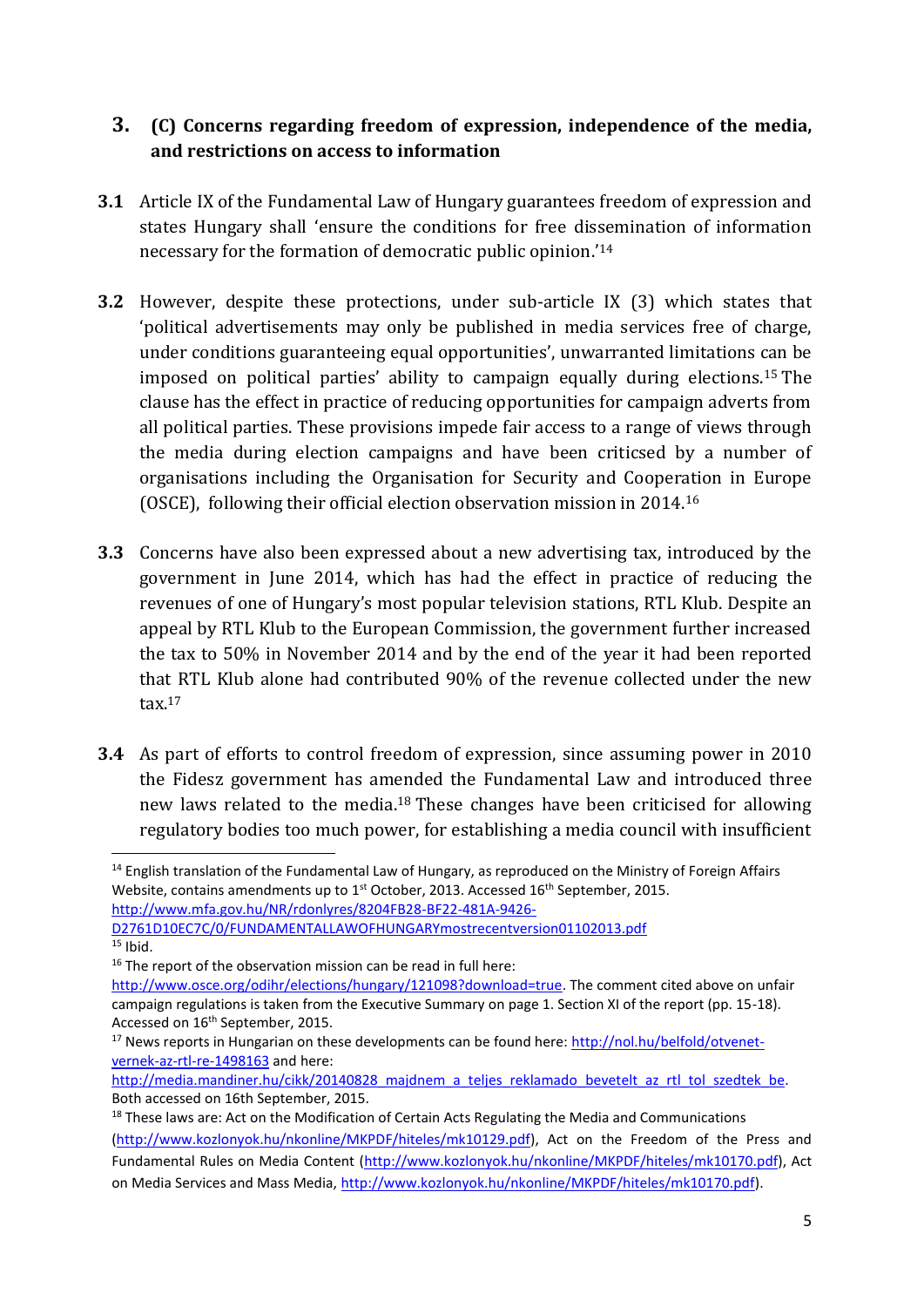## 3. (C) Concerns regarding freedom of expression, independence of the media, and restrictions on access to information

**3.1** Article IX of the Fundamental Law of Hungary guarantees freedom of expression and states Hungary shall 'ensure the conditions for free dissemination of information necessary for the formation of democratic public opinion.'[14]

**3.2** However, despite these protections, under sub-article IX (3) which states that 'political advertisements may only be published in media services free of charge, under conditions guaranteeing equal opportunities', unwarranted limitations can be imposed on political parties' ability to campaign equally during elections.[15] The clause has the effect in practice of reducing opportunities for campaign adverts from all political parties. These provisions impede fair access to a range of views through the media during election campaigns and have been criticsed by a number of organisations including the Organisation for Security and Cooperation in Europe (OSCE), following their official election observation mission in 2014.[16]

**3.3** Concerns have also been expressed about a new advertising tax, introduced by the government in June 2014, which has had the effect in practice of reducing the revenues of one of Hungary's most popular television stations, RTL Klub. Despite an appeal by RTL Klub to the European Commission, the government further increased the tax to 50% in November 2014 and by the end of the year it had been reported that RTL Klub alone had contributed 90% of the revenue collected under the new tax.[17]

**3.4** As part of efforts to control freedom of expression, since assuming power in 2010 the Fidesz government has amended the Fundamental Law and introduced three new laws related to the media.[18] These changes have been criticised for allowing regulatory bodies too much power, for establishing a media council with insufficient

---

[14] English translation of the Fundamental Law of Hungary, as reproduced on the Ministry of Foreign Affairs Website, contains amendments up to 1st October, 2013. Accessed 16th September, 2015. http://www.mfa.gov.hu/NR/rdonlyres/8204FB28-BF22-481A-9426-D2761D10EC7C/0/FUNDAMENTALLAWOFHUNGARYmostrecentversion01102013.pdf

[15] Ibid.

[16] The report of the observation mission can be read in full here: http://www.osce.org/odihr/elections/hungary/121098?download=true. The comment cited above on unfair campaign regulations is taken from the Executive Summary on page 1. Section XI of the report (pp. 15-18). Accessed on 16th September, 2015.

[17] News reports in Hungarian on these developments can be found here: http://nol.hu/belfold/otvenet-vernek-az-rtl-re-1498163 and here: http://media.mandiner.hu/cikk/20140828_majdnem_a_teljes_reklamado_bevetelt_az_rtl_tol_szedtek_be. Both accessed on 16th September, 2015.

[18] These laws are: Act on the Modification of Certain Acts Regulating the Media and Communications (http://www.kozlonyok.hu/nkonline/MKPDF/hiteles/mk10129.pdf), Act on the Freedom of the Press and Fundamental Rules on Media Content (http://www.kozlonyok.hu/nkonline/MKPDF/hiteles/mk10170.pdf), Act on Media Services and Mass Media, http://www.kozlonyok.hu/nkonline/MKPDF/hiteles/mk10170.pdf).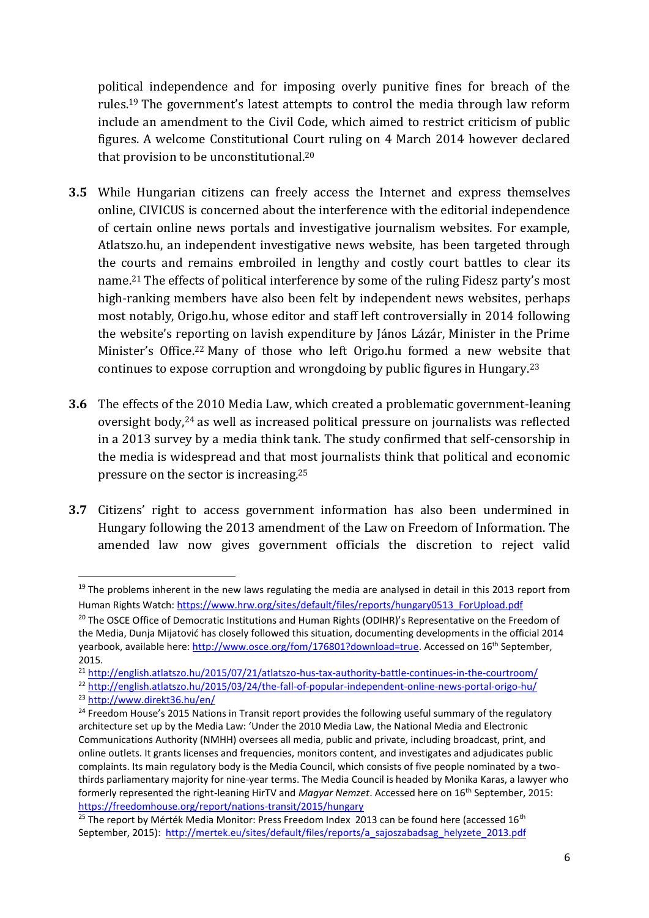political independence and for imposing overly punitive fines for breach of the rules.[19] The government's latest attempts to control the media through law reform include an amendment to the Civil Code, which aimed to restrict criticism of public figures. A welcome Constitutional Court ruling on 4 March 2014 however declared that provision to be unconstitutional.[20]

**3.5** While Hungarian citizens can freely access the Internet and express themselves online, CIVICUS is concerned about the interference with the editorial independence of certain online news portals and investigative journalism websites. For example, Atlatszo.hu, an independent investigative news website, has been targeted through the courts and remains embroiled in lengthy and costly court battles to clear its name.[21] The effects of political interference by some of the ruling Fidesz party's most high-ranking members have also been felt by independent news websites, perhaps most notably, Origo.hu, whose editor and staff left controversially in 2014 following the website's reporting on lavish expenditure by János Lázár, Minister in the Prime Minister's Office.[22] Many of those who left Origo.hu formed a new website that continues to expose corruption and wrongdoing by public figures in Hungary.[23]

**3.6** The effects of the 2010 Media Law, which created a problematic government-leaning oversight body,[24] as well as increased political pressure on journalists was reflected in a 2013 survey by a media think tank. The study confirmed that self-censorship in the media is widespread and that most journalists think that political and economic pressure on the sector is increasing.[25]

**3.7** Citizens' right to access government information has also been undermined in Hungary following the 2013 amendment of the Law on Freedom of Information. The amended law now gives government officials the discretion to reject valid

---

[19] The problems inherent in the new laws regulating the media are analysed in detail in this 2013 report from Human Rights Watch: https://www.hrw.org/sites/default/files/reports/hungary0513_ForUpload.pdf

[20] The OSCE Office of Democratic Institutions and Human Rights (ODIHR)'s Representative on the Freedom of the Media, Dunja Mijatović has closely followed this situation, documenting developments in the official 2014 yearbook, available here: http://www.osce.org/fom/176801?download=true. Accessed on 16th September, 2015.

[21] http://english.atlatszo.hu/2015/07/21/atlatszo-hus-tax-authority-battle-continues-in-the-courtroom/

[22] http://english.atlatszo.hu/2015/03/24/the-fall-of-popular-independent-online-news-portal-origo-hu/

[23] http://www.direkt36.hu/en/

[24] Freedom House's 2015 Nations in Transit report provides the following useful summary of the regulatory architecture set up by the Media Law: 'Under the 2010 Media Law, the National Media and Electronic Communications Authority (NMHH) oversees all media, public and private, including broadcast, print, and online outlets. It grants licenses and frequencies, monitors content, and investigates and adjudicates public complaints. Its main regulatory body is the Media Council, which consists of five people nominated by a two-thirds parliamentary majority for nine-year terms. The Media Council is headed by Monika Karas, a lawyer who formerly represented the right-leaning HirTV and *Magyar Nemzet*. Accessed here on 16th September, 2015: https://freedomhouse.org/report/nations-transit/2015/hungary

[25] The report by Mérték Media Monitor: Press Freedom Index 2013 can be found here (accessed 16th September, 2015): http://mertek.eu/sites/default/files/reports/a_sajoszabadsag_helyzete_2013.pdf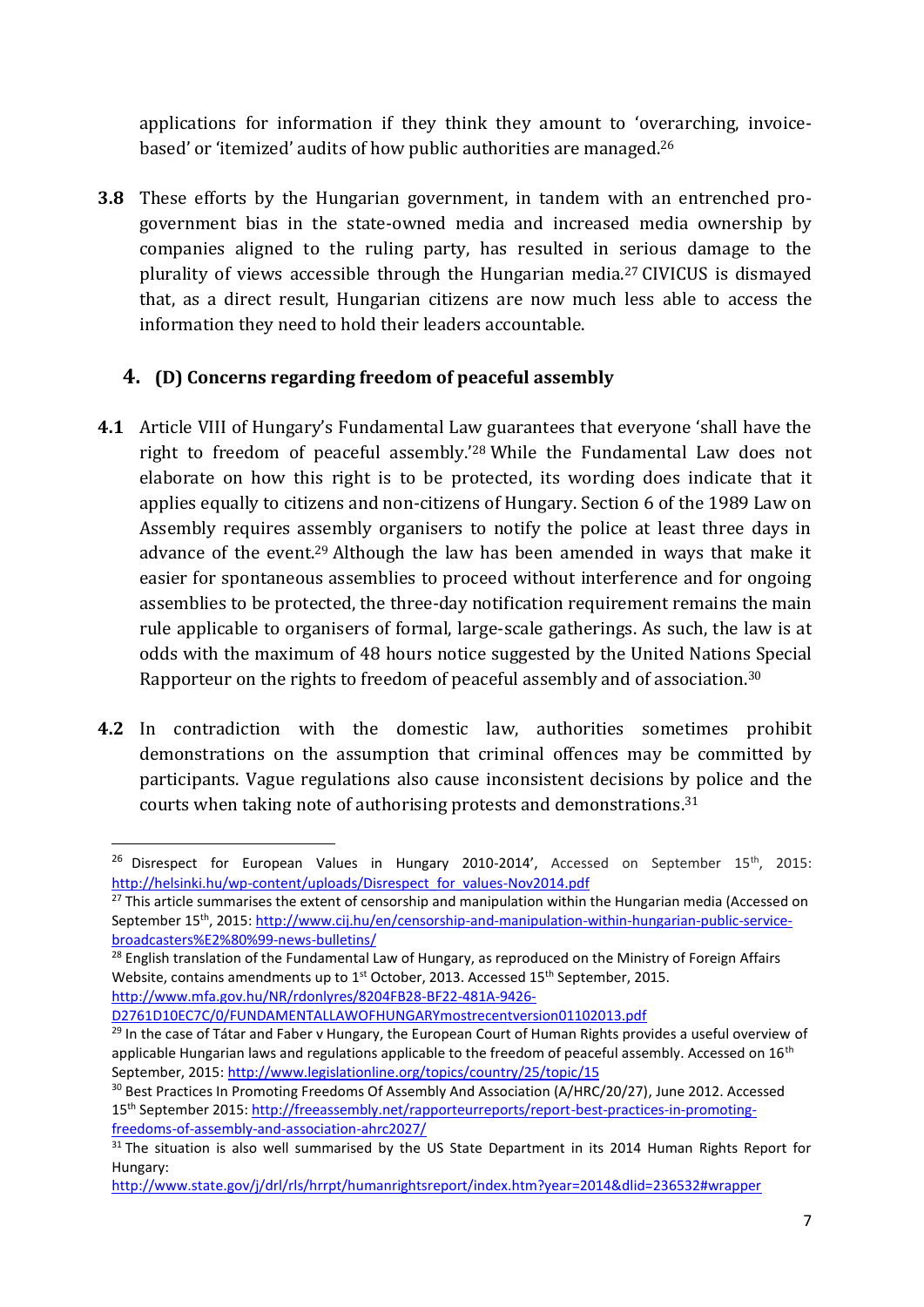applications for information if they think they amount to 'overarching, invoice-based' or 'itemized' audits of how public authorities are managed.[26]

**3.8** These efforts by the Hungarian government, in tandem with an entrenched pro-government bias in the state-owned media and increased media ownership by companies aligned to the ruling party, has resulted in serious damage to the plurality of views accessible through the Hungarian media.[27] CIVICUS is dismayed that, as a direct result, Hungarian citizens are now much less able to access the information they need to hold their leaders accountable.

## 4. (D) Concerns regarding freedom of peaceful assembly

**4.1** Article VIII of Hungary's Fundamental Law guarantees that everyone 'shall have the right to freedom of peaceful assembly.'[28] While the Fundamental Law does not elaborate on how this right is to be protected, its wording does indicate that it applies equally to citizens and non-citizens of Hungary. Section 6 of the 1989 Law on Assembly requires assembly organisers to notify the police at least three days in advance of the event.[29] Although the law has been amended in ways that make it easier for spontaneous assemblies to proceed without interference and for ongoing assemblies to be protected, the three-day notification requirement remains the main rule applicable to organisers of formal, large-scale gatherings. As such, the law is at odds with the maximum of 48 hours notice suggested by the United Nations Special Rapporteur on the rights to freedom of peaceful assembly and of association.[30]

**4.2** In contradiction with the domestic law, authorities sometimes prohibit demonstrations on the assumption that criminal offences may be committed by participants. Vague regulations also cause inconsistent decisions by police and the courts when taking note of authorising protests and demonstrations.[31]

---

[26] Disrespect for European Values in Hungary 2010-2014', Accessed on September 15th, 2015: http://helsinki.hu/wp-content/uploads/Disrespect_for_values-Nov2014.pdf

[27] This article summarises the extent of censorship and manipulation within the Hungarian media (Accessed on September 15th, 2015: http://www.cij.hu/en/censorship-and-manipulation-within-hungarian-public-service-broadcasters%E2%80%99-news-bulletins/

[28] English translation of the Fundamental Law of Hungary, as reproduced on the Ministry of Foreign Affairs Website, contains amendments up to 1st October, 2013. Accessed 15th September, 2015. http://www.mfa.gov.hu/NR/rdonlyres/8204FB28-BF22-481A-9426-D2761D10EC7C/0/FUNDAMENTALLAWOFHUNGARYmostrecentversion01102013.pdf

[29] In the case of Tátar and Faber v Hungary, the European Court of Human Rights provides a useful overview of applicable Hungarian laws and regulations applicable to the freedom of peaceful assembly. Accessed on 16th September, 2015: http://www.legislationline.org/topics/country/25/topic/15

[30] Best Practices In Promoting Freedoms Of Assembly And Association (A/HRC/20/27), June 2012. Accessed 15th September 2015: http://freeassembly.net/rapporteurreports/report-best-practices-in-promoting-freedoms-of-assembly-and-association-ahrc2027/

[31] The situation is also well summarised by the US State Department in its 2014 Human Rights Report for Hungary: http://www.state.gov/j/drl/rls/hrrpt/humanrightsreport/index.htm?year=2014&dlid=236532#wrapper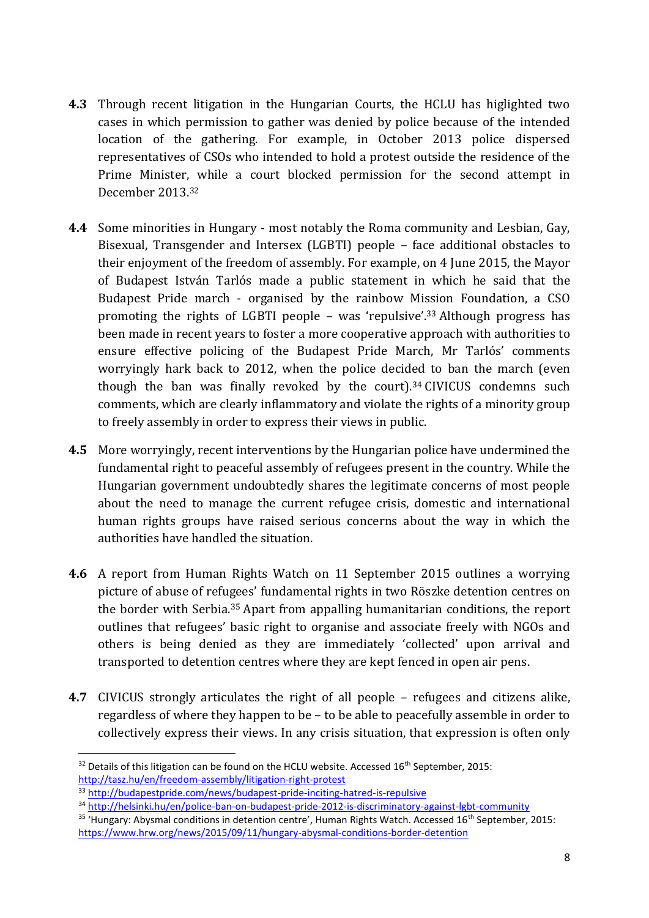**4.3** Through recent litigation in the Hungarian Courts, the HCLU has higlighted two cases in which permission to gather was denied by police because of the intended location of the gathering. For example, in October 2013 police dispersed representatives of CSOs who intended to hold a protest outside the residence of the Prime Minister, while a court blocked permission for the second attempt in December 2013.[32]

**4.4** Some minorities in Hungary - most notably the Roma community and Lesbian, Gay, Bisexual, Transgender and Intersex (LGBTI) people – face additional obstacles to their enjoyment of the freedom of assembly. For example, on 4 June 2015, the Mayor of Budapest István Tarlós made a public statement in which he said that the Budapest Pride march - organised by the rainbow Mission Foundation, a CSO promoting the rights of LGBTI people – was 'repulsive'.[33] Although progress has been made in recent years to foster a more cooperative approach with authorities to ensure effective policing of the Budapest Pride March, Mr Tarlós' comments worryingly hark back to 2012, when the police decided to ban the march (even though the ban was finally revoked by the court).[34] CIVICUS condemns such comments, which are clearly inflammatory and violate the rights of a minority group to freely assembly in order to express their views in public.

**4.5** More worryingly, recent interventions by the Hungarian police have undermined the fundamental right to peaceful assembly of refugees present in the country. While the Hungarian government undoubtedly shares the legitimate concerns of most people about the need to manage the current refugee crisis, domestic and international human rights groups have raised serious concerns about the way in which the authorities have handled the situation.

**4.6** A report from Human Rights Watch on 11 September 2015 outlines a worrying picture of abuse of refugees' fundamental rights in two Röszke detention centres on the border with Serbia.[35] Apart from appalling humanitarian conditions, the report outlines that refugees' basic right to organise and associate freely with NGOs and others is being denied as they are immediately 'collected' upon arrival and transported to detention centres where they are kept fenced in open air pens.

**4.7** CIVICUS strongly articulates the right of all people – refugees and citizens alike, regardless of where they happen to be – to be able to peacefully assemble in order to collectively express their views. In any crisis situation, that expression is often only

---

[32] Details of this litigation can be found on the HCLU website. Accessed 16th September, 2015: http://tasz.hu/en/freedom-assembly/litigation-right-protest

[33] http://budapestpride.com/news/budapest-pride-inciting-hatred-is-repulsive

[34] http://helsinki.hu/en/police-ban-on-budapest-pride-2012-is-discriminatory-against-lgbt-community

[35] 'Hungary: Abysmal conditions in detention centre', Human Rights Watch. Accessed 16th September, 2015: https://www.hrw.org/news/2015/09/11/hungary-abysmal-conditions-border-detention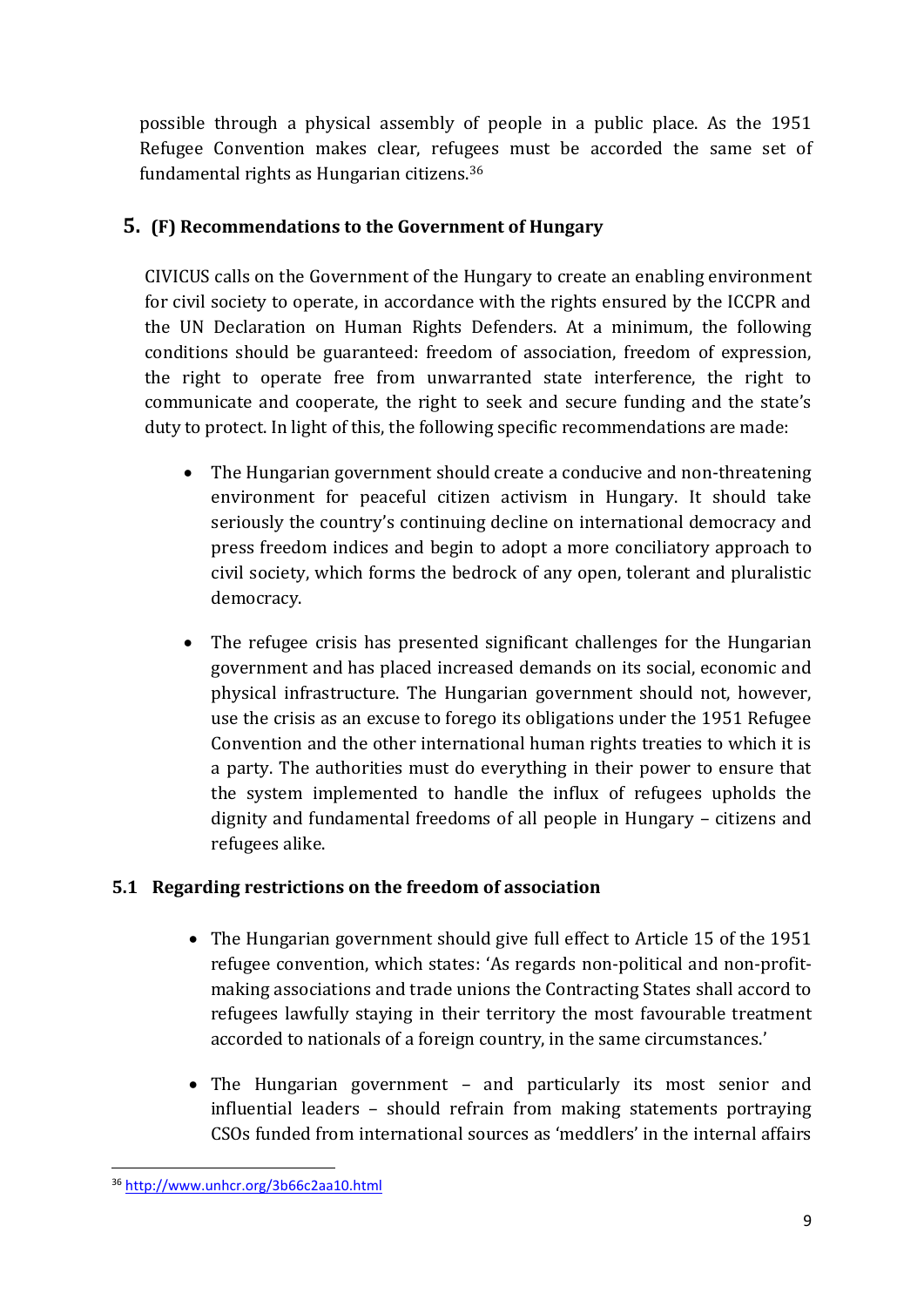possible through a physical assembly of people in a public place. As the 1951 Refugee Convention makes clear, refugees must be accorded the same set of fundamental rights as Hungarian citizens.[36]

## 5. (F) Recommendations to the Government of Hungary

CIVICUS calls on the Government of the Hungary to create an enabling environment for civil society to operate, in accordance with the rights ensured by the ICCPR and the UN Declaration on Human Rights Defenders. At a minimum, the following conditions should be guaranteed: freedom of association, freedom of expression, the right to operate free from unwarranted state interference, the right to communicate and cooperate, the right to seek and secure funding and the state's duty to protect. In light of this, the following specific recommendations are made:

- The Hungarian government should create a conducive and non-threatening environment for peaceful citizen activism in Hungary. It should take seriously the country's continuing decline on international democracy and press freedom indices and begin to adopt a more conciliatory approach to civil society, which forms the bedrock of any open, tolerant and pluralistic democracy.

- The refugee crisis has presented significant challenges for the Hungarian government and has placed increased demands on its social, economic and physical infrastructure. The Hungarian government should not, however, use the crisis as an excuse to forego its obligations under the 1951 Refugee Convention and the other international human rights treaties to which it is a party. The authorities must do everything in their power to ensure that the system implemented to handle the influx of refugees upholds the dignity and fundamental freedoms of all people in Hungary – citizens and refugees alike.

### 5.1 Regarding restrictions on the freedom of association

- The Hungarian government should give full effect to Article 15 of the 1951 refugee convention, which states: 'As regards non-political and non-profit-making associations and trade unions the Contracting States shall accord to refugees lawfully staying in their territory the most favourable treatment accorded to nationals of a foreign country, in the same circumstances.'

- The Hungarian government – and particularly its most senior and influential leaders – should refrain from making statements portraying CSOs funded from international sources as 'meddlers' in the internal affairs

[36] http://www.unhcr.org/3b66c2aa10.html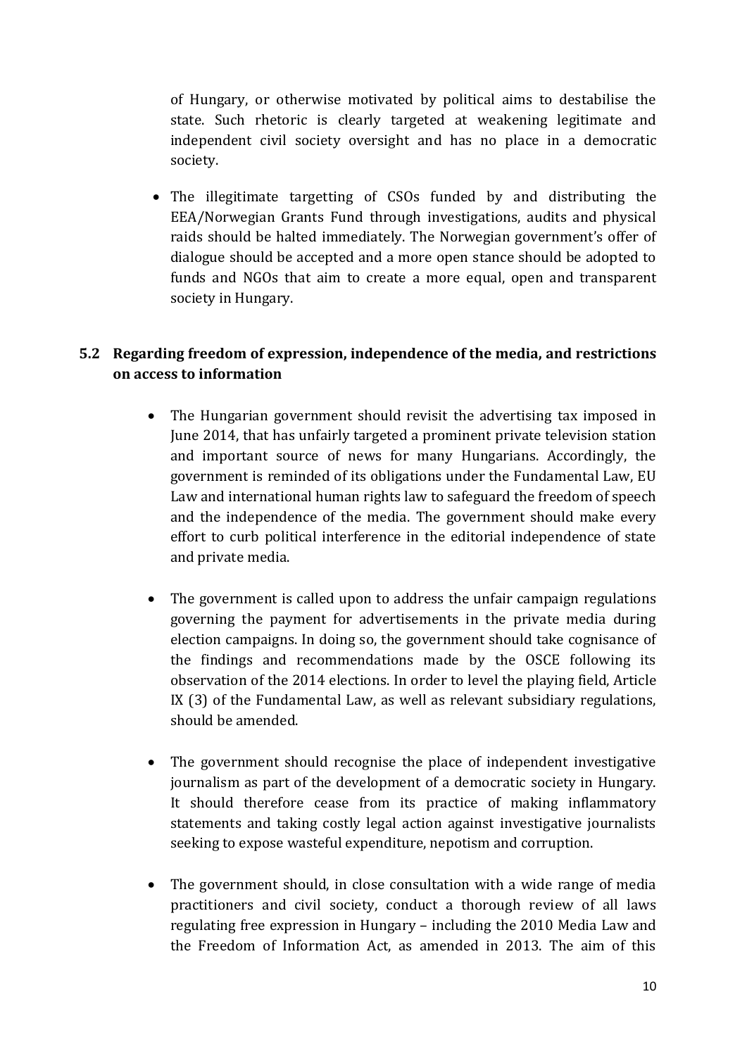of Hungary, or otherwise motivated by political aims to destabilise the state. Such rhetoric is clearly targeted at weakening legitimate and independent civil society oversight and has no place in a democratic society.

- The illegitimate targetting of CSOs funded by and distributing the EEA/Norwegian Grants Fund through investigations, audits and physical raids should be halted immediately. The Norwegian government's offer of dialogue should be accepted and a more open stance should be adopted to funds and NGOs that aim to create a more equal, open and transparent society in Hungary.

### 5.2 Regarding freedom of expression, independence of the media, and restrictions on access to information

- The Hungarian government should revisit the advertising tax imposed in June 2014, that has unfairly targeted a prominent private television station and important source of news for many Hungarians. Accordingly, the government is reminded of its obligations under the Fundamental Law, EU Law and international human rights law to safeguard the freedom of speech and the independence of the media. The government should make every effort to curb political interference in the editorial independence of state and private media.

- The government is called upon to address the unfair campaign regulations governing the payment for advertisements in the private media during election campaigns. In doing so, the government should take cognisance of the findings and recommendations made by the OSCE following its observation of the 2014 elections. In order to level the playing field, Article IX (3) of the Fundamental Law, as well as relevant subsidiary regulations, should be amended.

- The government should recognise the place of independent investigative journalism as part of the development of a democratic society in Hungary. It should therefore cease from its practice of making inflammatory statements and taking costly legal action against investigative journalists seeking to expose wasteful expenditure, nepotism and corruption.

- The government should, in close consultation with a wide range of media practitioners and civil society, conduct a thorough review of all laws regulating free expression in Hungary – including the 2010 Media Law and the Freedom of Information Act, as amended in 2013. The aim of this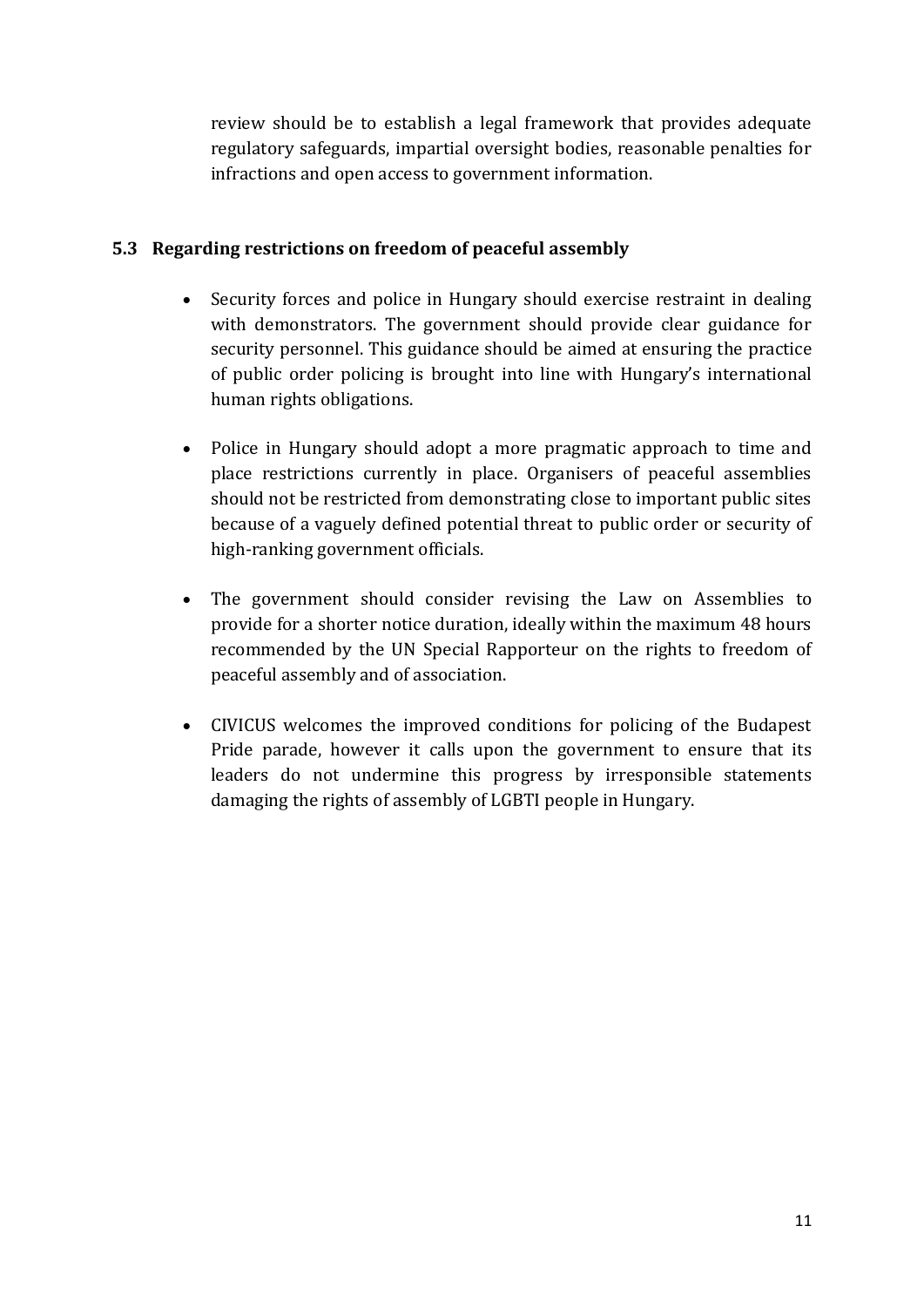review should be to establish a legal framework that provides adequate regulatory safeguards, impartial oversight bodies, reasonable penalties for infractions and open access to government information.

### 5.3 Regarding restrictions on freedom of peaceful assembly

- Security forces and police in Hungary should exercise restraint in dealing with demonstrators. The government should provide clear guidance for security personnel. This guidance should be aimed at ensuring the practice of public order policing is brought into line with Hungary's international human rights obligations.

- Police in Hungary should adopt a more pragmatic approach to time and place restrictions currently in place. Organisers of peaceful assemblies should not be restricted from demonstrating close to important public sites because of a vaguely defined potential threat to public order or security of high-ranking government officials.

- The government should consider revising the Law on Assemblies to provide for a shorter notice duration, ideally within the maximum 48 hours recommended by the UN Special Rapporteur on the rights to freedom of peaceful assembly and of association.

- CIVICUS welcomes the improved conditions for policing of the Budapest Pride parade, however it calls upon the government to ensure that its leaders do not undermine this progress by irresponsible statements damaging the rights of assembly of LGBTI people in Hungary.